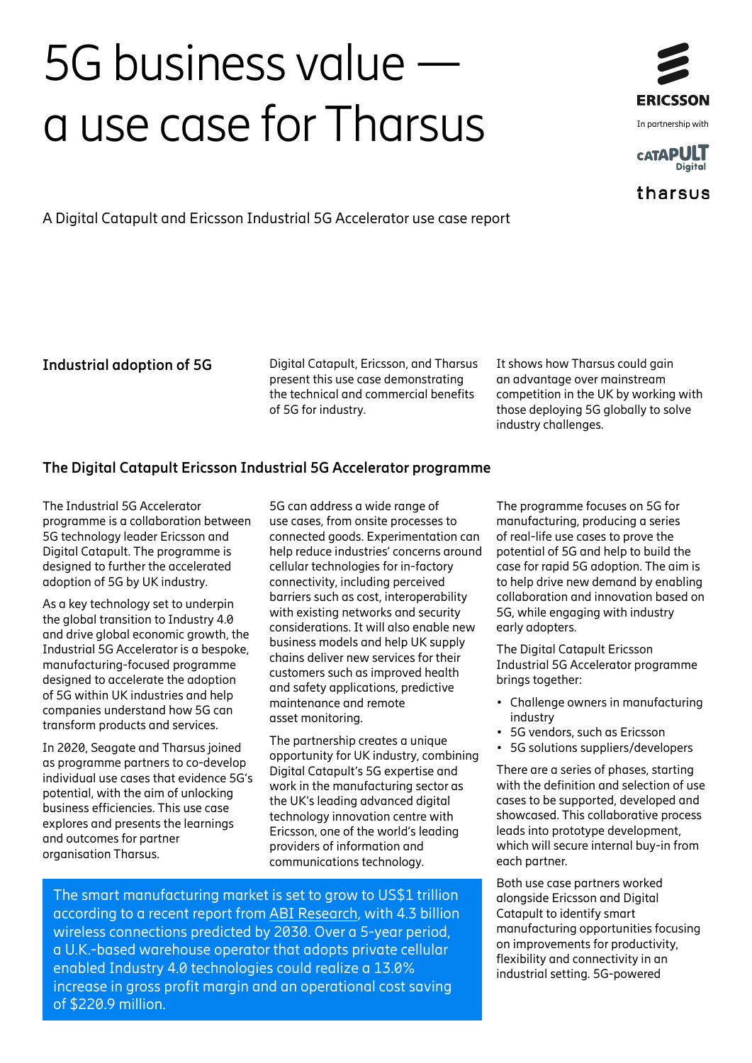# 5G business value — a use case for Tharsus

ERICSSON

In partnership with

CATAPULT Digital

tharsus

A Digital Catapult and Ericsson Industrial 5G Accelerator use case report

**Industrial adoption of 5G**

Digital Catapult, Ericsson, and Tharsus present this use case demonstrating the technical and commercial benefits of 5G for industry.

It shows how Tharsus could gain an advantage over mainstream competition in the UK by working with those deploying 5G globally to solve industry challenges.

## The Digital Catapult Ericsson Industrial 5G Accelerator programme

The Industrial 5G Accelerator programme is a collaboration between 5G technology leader Ericsson and Digital Catapult. The programme is designed to further the accelerated adoption of 5G by UK industry.

As a key technology set to underpin the global transition to Industry 4.0 and drive global economic growth, the Industrial 5G Accelerator is a bespoke, manufacturing-focused programme designed to accelerate the adoption of 5G within UK industries and help companies understand how 5G can transform products and services.

In 2020, Seagate and Tharsus joined as programme partners to co-develop individual use cases that evidence 5G's potential, with the aim of unlocking business efficiencies. This use case explores and presents the learnings and outcomes for partner organisation Tharsus.

5G can address a wide range of use cases, from onsite processes to connected goods. Experimentation can help reduce industries' concerns around cellular technologies for in-factory connectivity, including perceived barriers such as cost, interoperability with existing networks and security considerations. It will also enable new business models and help UK supply chains deliver new services for their customers such as improved health and safety applications, predictive maintenance and remote asset monitoring.

The partnership creates a unique opportunity for UK industry, combining Digital Catapult's 5G expertise and work in the manufacturing sector as the UK's leading advanced digital technology innovation centre with Ericsson, one of the world's leading providers of information and communications technology.

The smart manufacturing market is set to grow to US$1 trillion according to a recent report from ABI Research, with 4.3 billion wireless connections predicted by 2030. Over a 5-year period, a U.K.-based warehouse operator that adopts private cellular enabled Industry 4.0 technologies could realize a 13.0% increase in gross profit margin and an operational cost saving of $220.9 million.

The programme focuses on 5G for manufacturing, producing a series of real-life use cases to prove the potential of 5G and help to build the case for rapid 5G adoption. The aim is to help drive new demand by enabling collaboration and innovation based on 5G, while engaging with industry early adopters.

The Digital Catapult Ericsson Industrial 5G Accelerator programme brings together:

- Challenge owners in manufacturing industry
- 5G vendors, such as Ericsson
- 5G solutions suppliers/developers

There are a series of phases, starting with the definition and selection of use cases to be supported, developed and showcased. This collaborative process leads into prototype development, which will secure internal buy-in from each partner.

Both use case partners worked alongside Ericsson and Digital Catapult to identify smart manufacturing opportunities focusing on improvements for productivity, flexibility and connectivity in an industrial setting. 5G-powered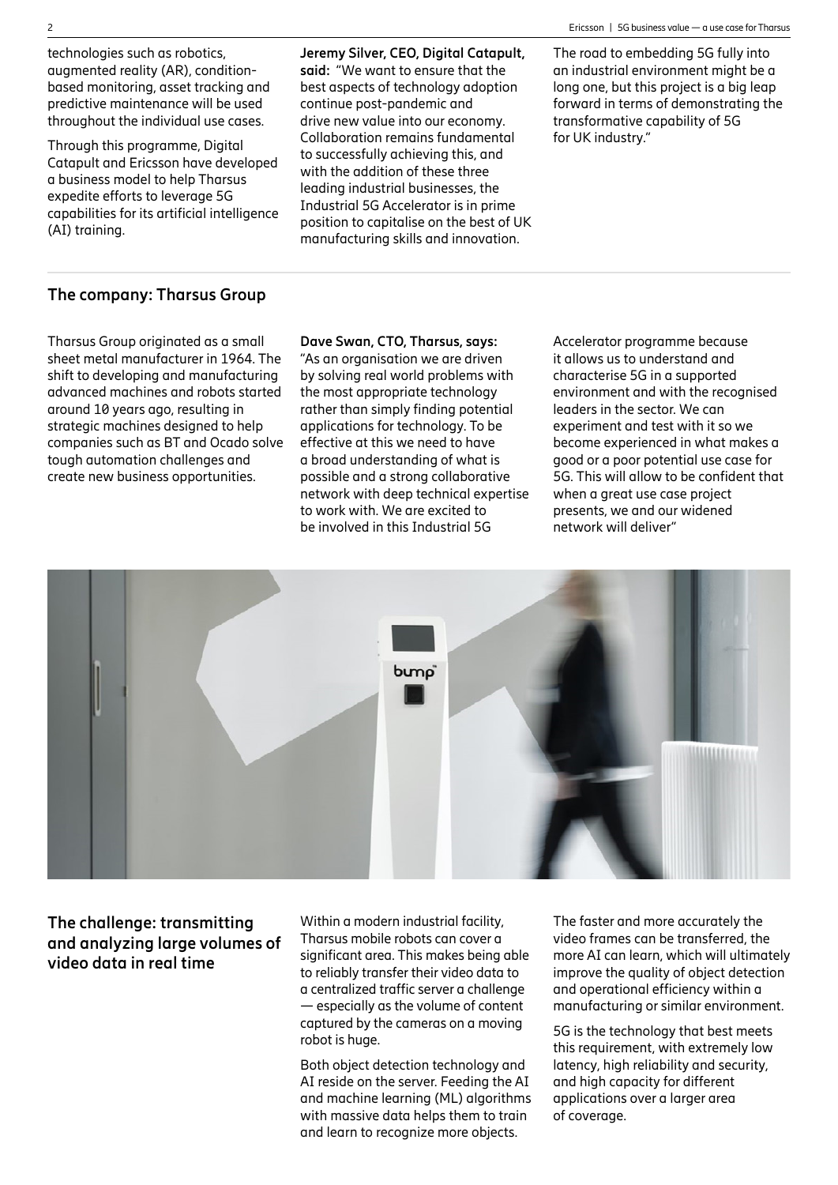technologies such as robotics, augmented reality (AR), condition-based monitoring, asset tracking and predictive maintenance will be used throughout the individual use cases.

Through this programme, Digital Catapult and Ericsson have developed a business model to help Tharsus expedite efforts to leverage 5G capabilities for its artificial intelligence (AI) training.

**Jeremy Silver, CEO, Digital Catapult, said:** "We want to ensure that the best aspects of technology adoption continue post-pandemic and drive new value into our economy. Collaboration remains fundamental to successfully achieving this, and with the addition of these three leading industrial businesses, the Industrial 5G Accelerator is in prime position to capitalise on the best of UK manufacturing skills and innovation.

The road to embedding 5G fully into an industrial environment might be a long one, but this project is a big leap forward in terms of demonstrating the transformative capability of 5G for UK industry."

## The company: Tharsus Group

Tharsus Group originated as a small sheet metal manufacturer in 1964. The shift to developing and manufacturing advanced machines and robots started around 10 years ago, resulting in strategic machines designed to help companies such as BT and Ocado solve tough automation challenges and create new business opportunities.

**Dave Swan, CTO, Tharsus, says:** "As an organisation we are driven by solving real world problems with the most appropriate technology rather than simply finding potential applications for technology. To be effective at this we need to have a broad understanding of what is possible and a strong collaborative network with deep technical expertise to work with. We are excited to be involved in this Industrial 5G Accelerator programme because it allows us to understand and characterise 5G in a supported environment and with the recognised leaders in the sector. We can experiment and test with it so we become experienced in what makes a good or a poor potential use case for 5G. This will allow to be confident that when a great use case project presents, we and our widened network will deliver"

## The challenge: transmitting and analyzing large volumes of video data in real time

Within a modern industrial facility, Tharsus mobile robots can cover a significant area. This makes being able to reliably transfer their video data to a centralized traffic server a challenge — especially as the volume of content captured by the cameras on a moving robot is huge.

Both object detection technology and AI reside on the server. Feeding the AI and machine learning (ML) algorithms with massive data helps them to train and learn to recognize more objects.

The faster and more accurately the video frames can be transferred, the more AI can learn, which will ultimately improve the quality of object detection and operational efficiency within a manufacturing or similar environment.

5G is the technology that best meets this requirement, with extremely low latency, high reliability and security, and high capacity for different applications over a larger area of coverage.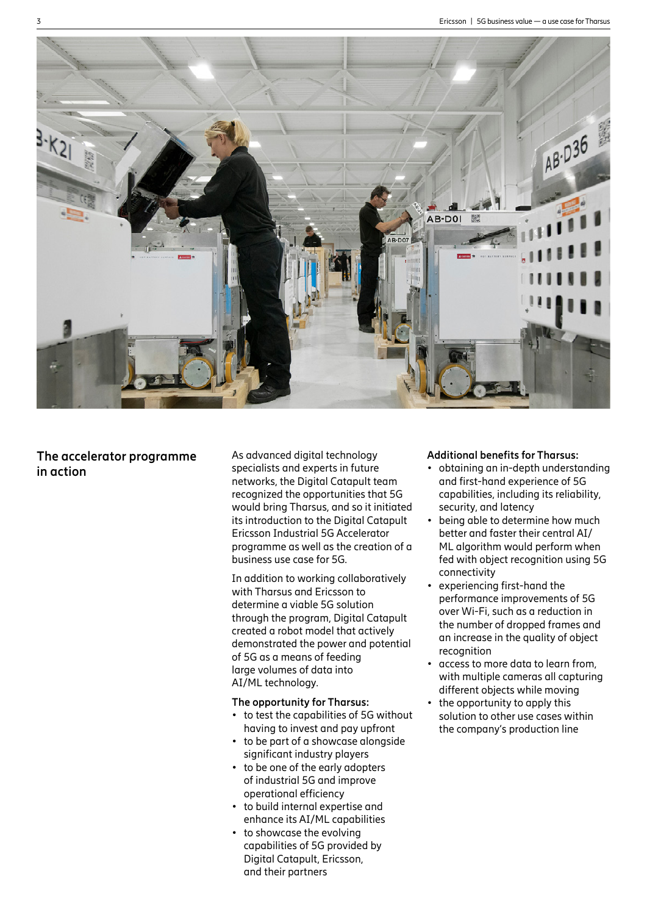## The accelerator programme in action

As advanced digital technology specialists and experts in future networks, the Digital Catapult team recognized the opportunities that 5G would bring Tharsus, and so it initiated its introduction to the Digital Catapult Ericsson Industrial 5G Accelerator programme as well as the creation of a business use case for 5G.

In addition to working collaboratively with Tharsus and Ericsson to determine a viable 5G solution through the program, Digital Catapult created a robot model that actively demonstrated the power and potential of 5G as a means of feeding large volumes of data into AI/ML technology.

**The opportunity for Tharsus:**

- to test the capabilities of 5G without having to invest and pay upfront
- to be part of a showcase alongside significant industry players
- to be one of the early adopters of industrial 5G and improve operational efficiency
- to build internal expertise and enhance its AI/ML capabilities
- to showcase the evolving capabilities of 5G provided by Digital Catapult, Ericsson, and their partners

**Additional benefits for Tharsus:**

- obtaining an in-depth understanding and first-hand experience of 5G capabilities, including its reliability, security, and latency
- being able to determine how much better and faster their central AI/ML algorithm would perform when fed with object recognition using 5G connectivity
- experiencing first-hand the performance improvements of 5G over Wi-Fi, such as a reduction in the number of dropped frames and an increase in the quality of object recognition
- access to more data to learn from, with multiple cameras all capturing different objects while moving
- the opportunity to apply this solution to other use cases within the company's production line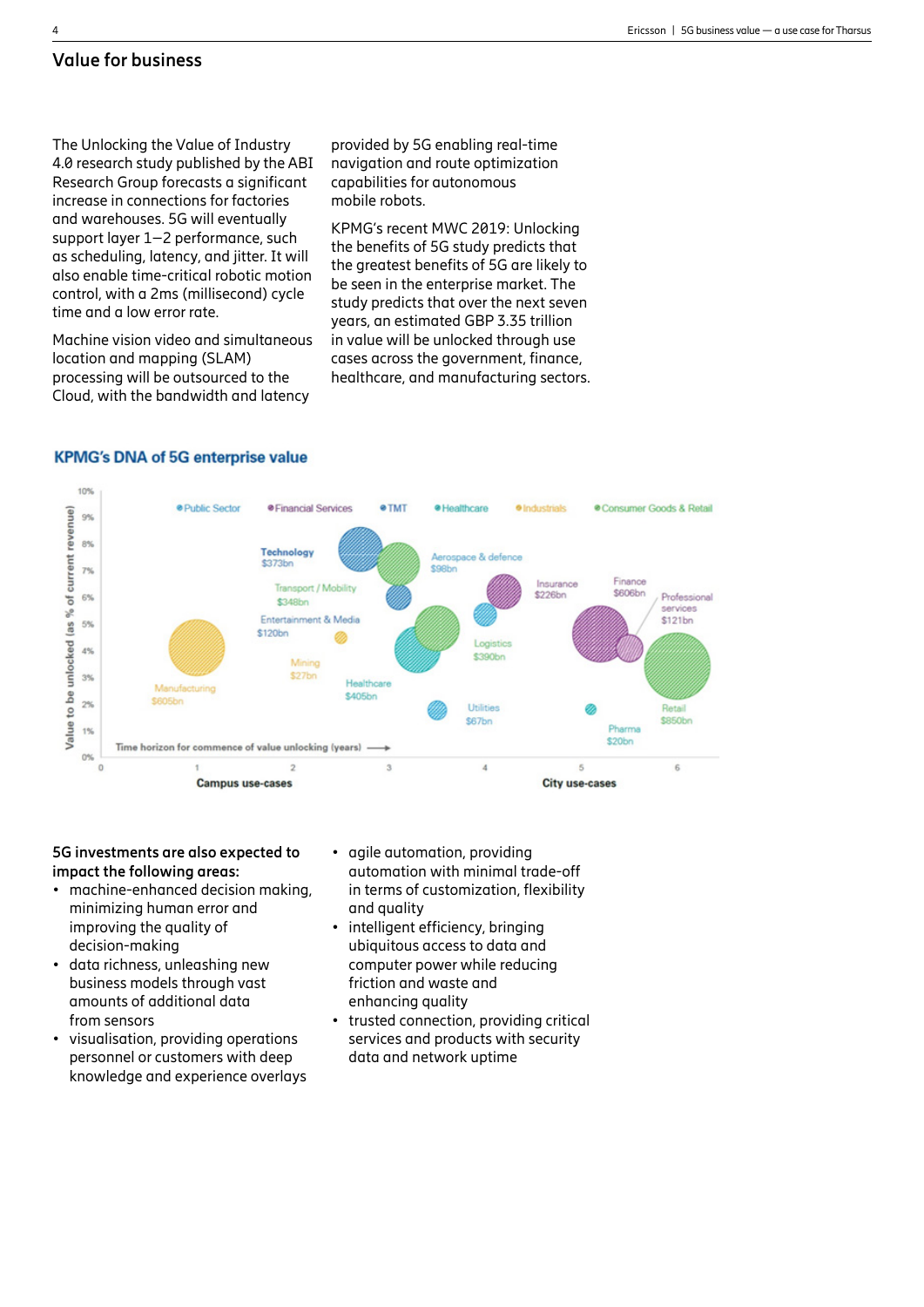## Value for business

The Unlocking the Value of Industry 4.0 research study published by the ABI Research Group forecasts a significant increase in connections for factories and warehouses. 5G will eventually support layer 1–2 performance, such as scheduling, latency, and jitter. It will also enable time-critical robotic motion control, with a 2ms (millisecond) cycle time and a low error rate.

Machine vision video and simultaneous location and mapping (SLAM) processing will be outsourced to the Cloud, with the bandwidth and latency provided by 5G enabling real-time navigation and route optimization capabilities for autonomous mobile robots.

KPMG's recent MWC 2019: Unlocking the benefits of 5G study predicts that the greatest benefits of 5G are likely to be seen in the enterprise market. The study predicts that over the next seven years, an estimated GBP 3.35 trillion in value will be unlocked through use cases across the government, finance, healthcare, and manufacturing sectors.

**KPMG's DNA of 5G enterprise value**

**5G investments are also expected to impact the following areas:**

- machine-enhanced decision making, minimizing human error and improving the quality of decision-making
- data richness, unleashing new business models through vast amounts of additional data from sensors
- visualisation, providing operations personnel or customers with deep knowledge and experience overlays
- agile automation, providing automation with minimal trade-off in terms of customization, flexibility and quality
- intelligent efficiency, bringing ubiquitous access to data and computer power while reducing friction and waste and enhancing quality
- trusted connection, providing critical services and products with security data and network uptime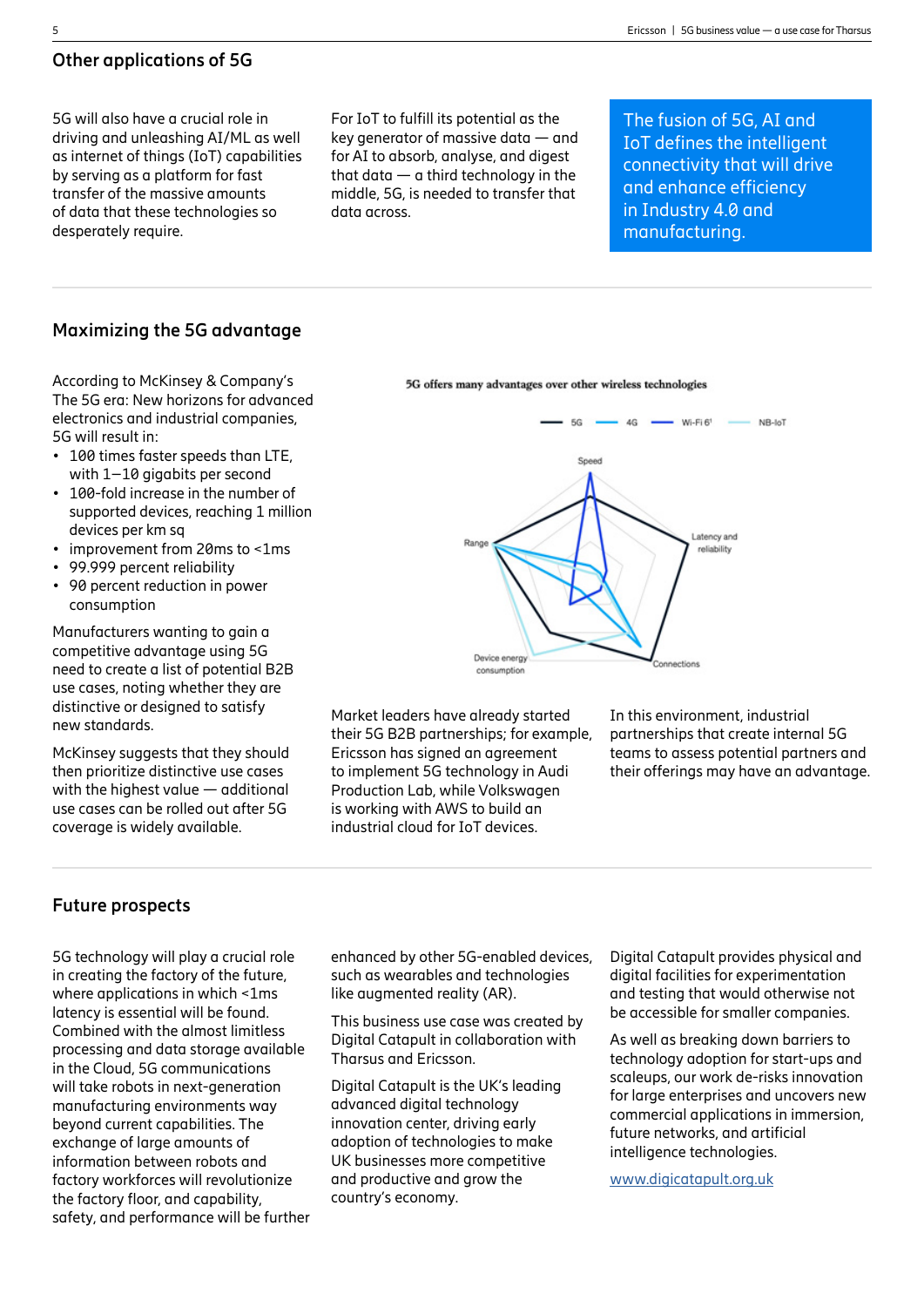## Other applications of 5G

5G will also have a crucial role in driving and unleashing AI/ML as well as internet of things (IoT) capabilities by serving as a platform for fast transfer of the massive amounts of data that these technologies so desperately require.

For IoT to fulfill its potential as the key generator of massive data — and for AI to absorb, analyse, and digest that data — a third technology in the middle, 5G, is needed to transfer that data across.

> The fusion of 5G, AI and IoT defines the intelligent connectivity that will drive and enhance efficiency in Industry 4.0 and manufacturing.

## Maximizing the 5G advantage

According to McKinsey & Company's The 5G era: New horizons for advanced electronics and industrial companies, 5G will result in:

- 100 times faster speeds than LTE, with 1–10 gigabits per second
- 100-fold increase in the number of supported devices, reaching 1 million devices per km sq
- improvement from 20ms to <1ms
- 99.999 percent reliability
- 90 percent reduction in power consumption

Manufacturers wanting to gain a competitive advantage using 5G need to create a list of potential B2B use cases, noting whether they are distinctive or designed to satisfy new standards.

McKinsey suggests that they should then prioritize distinctive use cases with the highest value — additional use cases can be rolled out after 5G coverage is widely available.

**5G offers many advantages over other wireless technologies**

5G — 4G — Wi-Fi 6[1] — NB-IoT

Speed · Latency and reliability · Connections · Device energy consumption · Range

Market leaders have already started their 5G B2B partnerships; for example, Ericsson has signed an agreement to implement 5G technology in Audi Production Lab, while Volkswagen is working with AWS to build an industrial cloud for IoT devices.

In this environment, industrial partnerships that create internal 5G teams to assess potential partners and their offerings may have an advantage.

## Future prospects

5G technology will play a crucial role in creating the factory of the future, where applications in which <1ms latency is essential will be found. Combined with the almost limitless processing and data storage available in the Cloud, 5G communications will take robots in next-generation manufacturing environments way beyond current capabilities. The exchange of large amounts of information between robots and factory workforces will revolutionize the factory floor, and capability, safety, and performance will be further enhanced by other 5G-enabled devices, such as wearables and technologies like augmented reality (AR).

This business use case was created by Digital Catapult in collaboration with Tharsus and Ericsson.

Digital Catapult is the UK's leading advanced digital technology innovation center, driving early adoption of technologies to make UK businesses more competitive and productive and grow the country's economy.

Digital Catapult provides physical and digital facilities for experimentation and testing that would otherwise not be accessible for smaller companies.

As well as breaking down barriers to technology adoption for start-ups and scaleups, our work de-risks innovation for large enterprises and uncovers new commercial applications in immersion, future networks, and artificial intelligence technologies.

[www.digicatapult.org.uk](http://www.digicatapult.org.uk)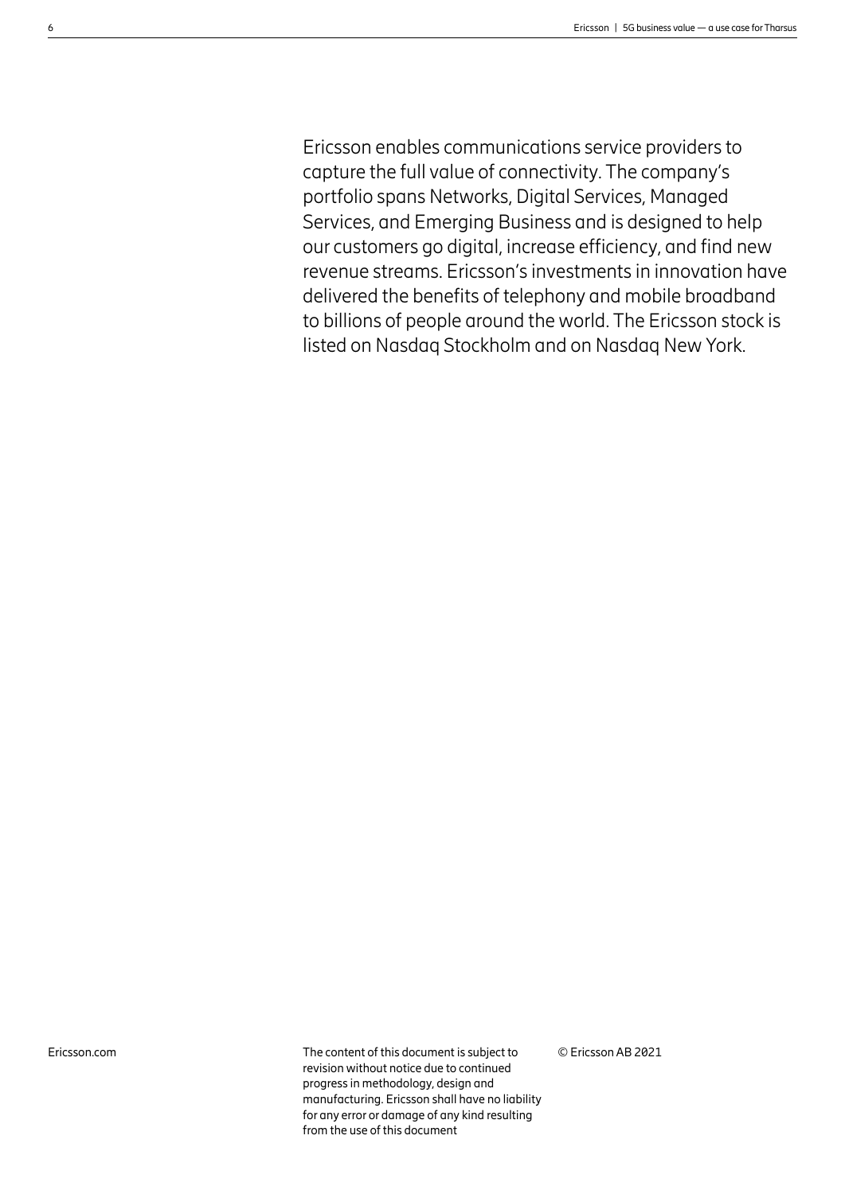Ericsson enables communications service providers to capture the full value of connectivity. The company's portfolio spans Networks, Digital Services, Managed Services, and Emerging Business and is designed to help our customers go digital, increase efficiency, and find new revenue streams. Ericsson's investments in innovation have delivered the benefits of telephony and mobile broadband to billions of people around the world. The Ericsson stock is listed on Nasdaq Stockholm and on Nasdaq New York.

Ericsson.com

The content of this document is subject to revision without notice due to continued progress in methodology, design and manufacturing. Ericsson shall have no liability for any error or damage of any kind resulting from the use of this document

© Ericsson AB 2021